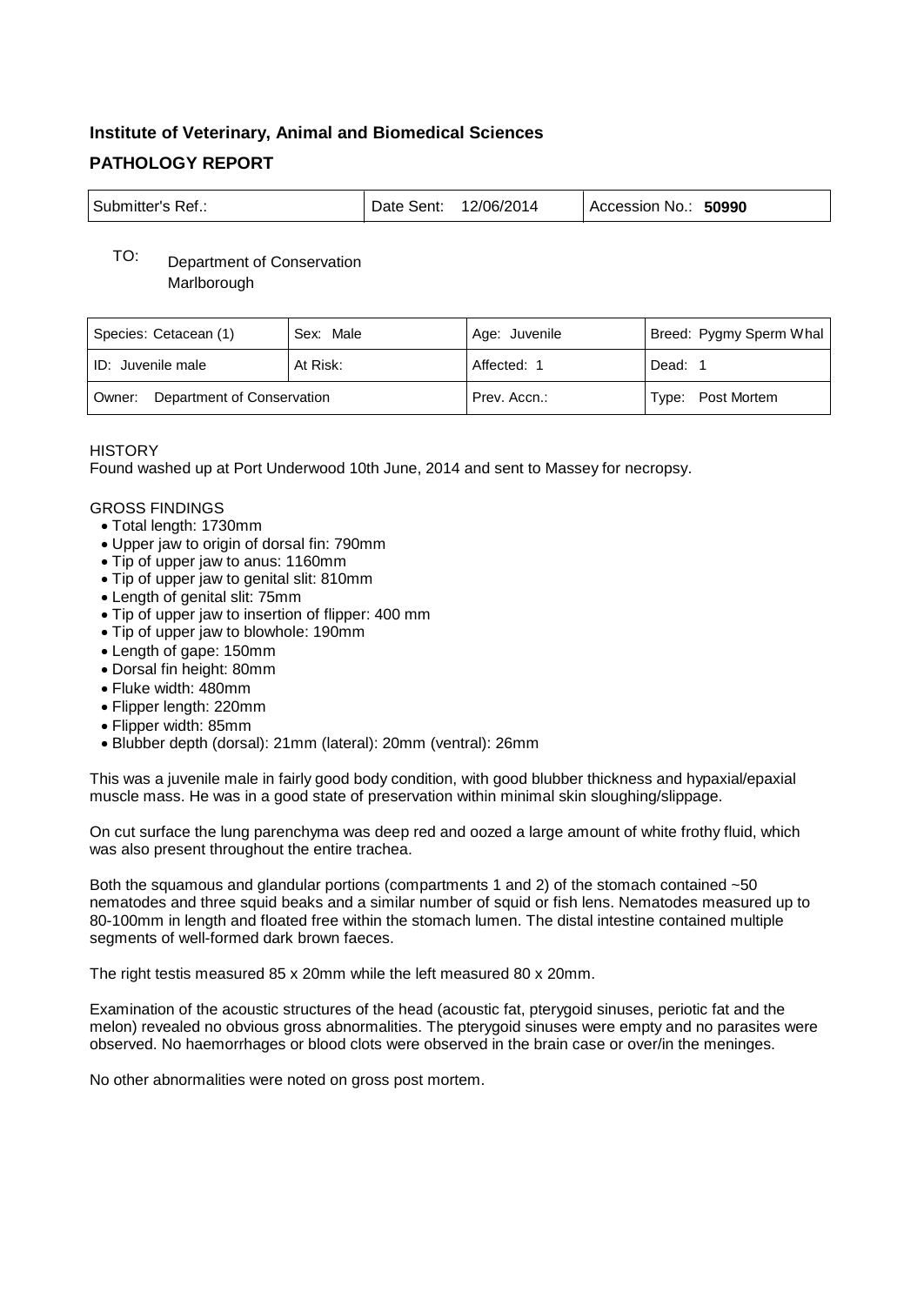**Institute of Veterinary, Animal and Biomedical Sciences**

## PATHOLOGY REPORT

| Submitter's Ref.: | Date Sent: 12/06/2014 | Accession No.: **50990** |
|---|---|---|

TO: Department of Conservation
Marlborough

| Species: Cetacean (1) | Sex: Male | Age: Juvenile | Breed: Pygmy Sperm Whal |
|---|---|---|---|
| ID: Juvenile male | At Risk: | Affected: 1 | Dead: 1 |
| Owner: Department of Conservation | | Prev. Accn.: | Type: Post Mortem |

HISTORY
Found washed up at Port Underwood 10th June, 2014 and sent to Massey for necropsy.

GROSS FINDINGS

- Total length: 1730mm
- Upper jaw to origin of dorsal fin: 790mm
- Tip of upper jaw to anus: 1160mm
- Tip of upper jaw to genital slit: 810mm
- Length of genital slit: 75mm
- Tip of upper jaw to insertion of flipper: 400 mm
- Tip of upper jaw to blowhole: 190mm
- Length of gape: 150mm
- Dorsal fin height: 80mm
- Fluke width: 480mm
- Flipper length: 220mm
- Flipper width: 85mm
- Blubber depth (dorsal): 21mm (lateral): 20mm (ventral): 26mm

This was a juvenile male in fairly good body condition, with good blubber thickness and hypaxial/epaxial muscle mass. He was in a good state of preservation within minimal skin sloughing/slippage.

On cut surface the lung parenchyma was deep red and oozed a large amount of white frothy fluid, which was also present throughout the entire trachea.

Both the squamous and glandular portions (compartments 1 and 2) of the stomach contained ~50 nematodes and three squid beaks and a similar number of squid or fish lens. Nematodes measured up to 80-100mm in length and floated free within the stomach lumen. The distal intestine contained multiple segments of well-formed dark brown faeces.

The right testis measured 85 x 20mm while the left measured 80 x 20mm.

Examination of the acoustic structures of the head (acoustic fat, pterygoid sinuses, periotic fat and the melon) revealed no obvious gross abnormalities. The pterygoid sinuses were empty and no parasites were observed. No haemorrhages or blood clots were observed in the brain case or over/in the meninges.

No other abnormalities were noted on gross post mortem.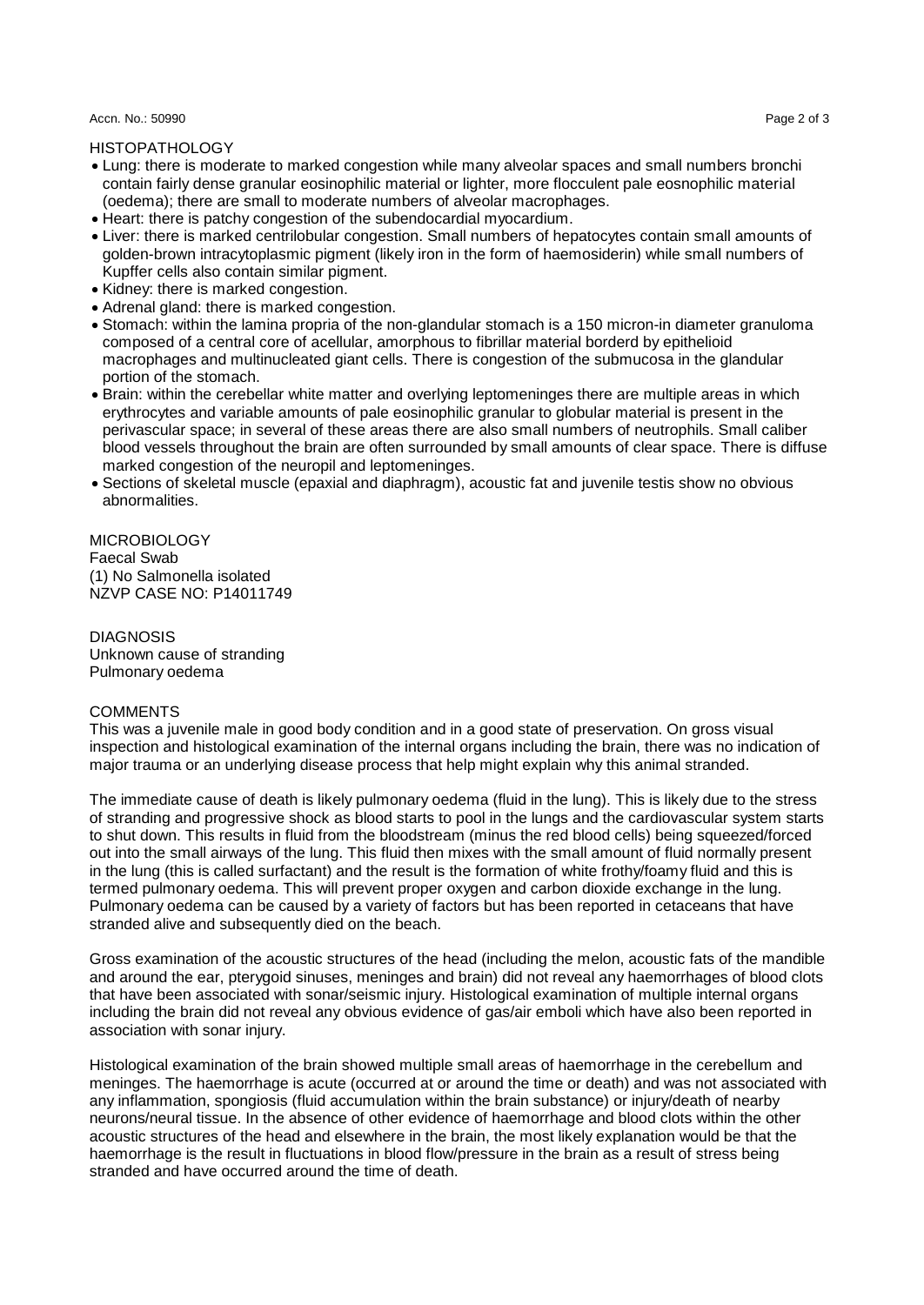## HISTOPATHOLOGY

- Lung: there is moderate to marked congestion while many alveolar spaces and small numbers bronchi contain fairly dense granular eosinophilic material or lighter, more flocculent pale eosnophilic material (oedema); there are small to moderate numbers of alveolar macrophages.
- Heart: there is patchy congestion of the subendocardial myocardium.
- Liver: there is marked centrilobular congestion. Small numbers of hepatocytes contain small amounts of golden-brown intracytoplasmic pigment (likely iron in the form of haemosiderin) while small numbers of Kupffer cells also contain similar pigment.
- Kidney: there is marked congestion.
- Adrenal gland: there is marked congestion.
- Stomach: within the lamina propria of the non-glandular stomach is a 150 micron-in diameter granuloma composed of a central core of acellular, amorphous to fibrillar material borderd by epithelioid macrophages and multinucleated giant cells. There is congestion of the submucosa in the glandular portion of the stomach.
- Brain: within the cerebellar white matter and overlying leptomeninges there are multiple areas in which erythrocytes and variable amounts of pale eosinophilic granular to globular material is present in the perivascular space; in several of these areas there are also small numbers of neutrophils. Small caliber blood vessels throughout the brain are often surrounded by small amounts of clear space. There is diffuse marked congestion of the neuropil and leptomeninges.
- Sections of skeletal muscle (epaxial and diaphragm), acoustic fat and juvenile testis show no obvious abnormalities.

## MICROBIOLOGY

Faecal Swab
(1) No Salmonella isolated
NZVP CASE NO: P14011749

## DIAGNOSIS

Unknown cause of stranding
Pulmonary oedema

## COMMENTS

This was a juvenile male in good body condition and in a good state of preservation. On gross visual inspection and histological examination of the internal organs including the brain, there was no indication of major trauma or an underlying disease process that help might explain why this animal stranded.

The immediate cause of death is likely pulmonary oedema (fluid in the lung). This is likely due to the stress of stranding and progressive shock as blood starts to pool in the lungs and the cardiovascular system starts to shut down. This results in fluid from the bloodstream (minus the red blood cells) being squeezed/forced out into the small airways of the lung. This fluid then mixes with the small amount of fluid normally present in the lung (this is called surfactant) and the result is the formation of white frothy/foamy fluid and this is termed pulmonary oedema. This will prevent proper oxygen and carbon dioxide exchange in the lung. Pulmonary oedema can be caused by a variety of factors but has been reported in cetaceans that have stranded alive and subsequently died on the beach.

Gross examination of the acoustic structures of the head (including the melon, acoustic fats of the mandible and around the ear, pterygoid sinuses, meninges and brain) did not reveal any haemorrhages of blood clots that have been associated with sonar/seismic injury. Histological examination of multiple internal organs including the brain did not reveal any obvious evidence of gas/air emboli which have also been reported in association with sonar injury.

Histological examination of the brain showed multiple small areas of haemorrhage in the cerebellum and meninges. The haemorrhage is acute (occurred at or around the time or death) and was not associated with any inflammation, spongiosis (fluid accumulation within the brain substance) or injury/death of nearby neurons/neural tissue. In the absence of other evidence of haemorrhage and blood clots within the other acoustic structures of the head and elsewhere in the brain, the most likely explanation would be that the haemorrhage is the result in fluctuations in blood flow/pressure in the brain as a result of stress being stranded and have occurred around the time of death.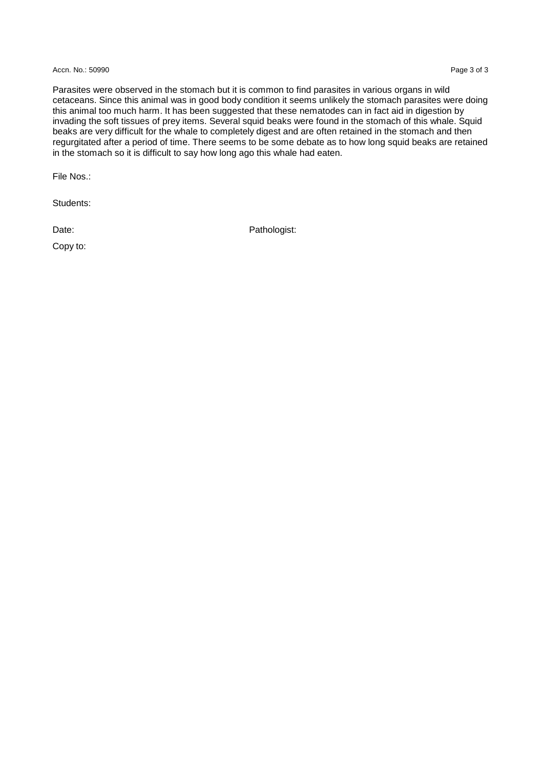Parasites were observed in the stomach but it is common to find parasites in various organs in wild cetaceans. Since this animal was in good body condition it seems unlikely the stomach parasites were doing this animal too much harm. It has been suggested that these nematodes can in fact aid in digestion by invading the soft tissues of prey items. Several squid beaks were found in the stomach of this whale. Squid beaks are very difficult for the whale to completely digest and are often retained in the stomach and then regurgitated after a period of time. There seems to be some debate as to how long squid beaks are retained in the stomach so it is difficult to say how long ago this whale had eaten.

File Nos.:

Students:

Date: Pathologist:

Copy to: